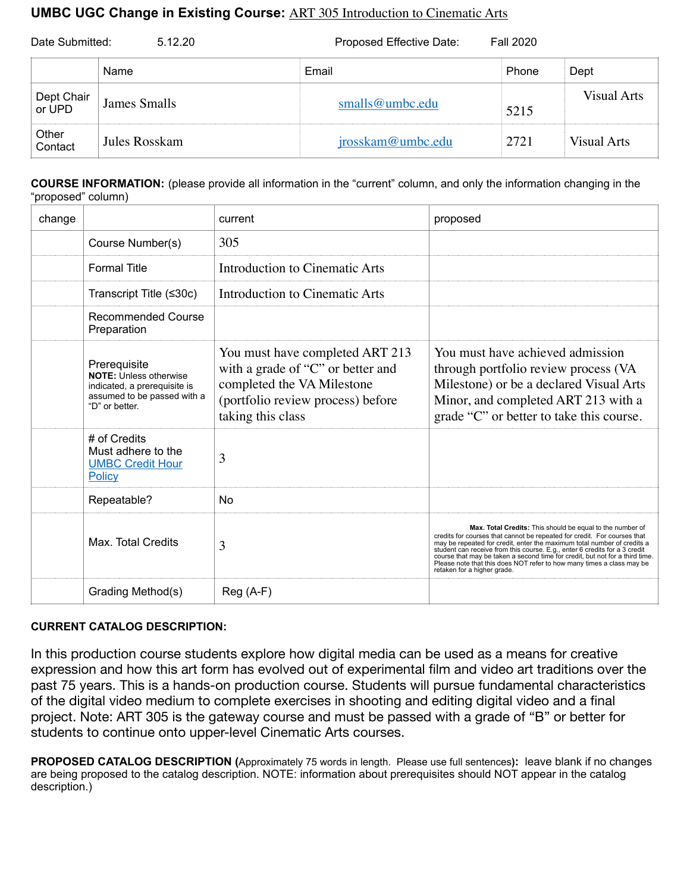# UMBC UGC Change in Existing Course: ART 305 Introduction to Cinematic Arts

Date Submitted: 5.12.20 Proposed Effective Date: Fall 2020

| | Name | Email | Phone | Dept |
|---|---|---|---|---|
| Dept Chair or UPD | James Smalls | smalls@umbc.edu | 5215 | Visual Arts |
| Other Contact | Jules Rosskam | jrosskam@umbc.edu | 2721 | Visual Arts |

**COURSE INFORMATION:** (please provide all information in the "current" column, and only the information changing in the "proposed" column)

| change | | current | proposed |
|---|---|---|---|
| | Course Number(s) | 305 | |
| | Formal Title | Introduction to Cinematic Arts | |
| | Transcript Title (≤30c) | Introduction to Cinematic Arts | |
| | Recommended Course Preparation | | |
| | Prerequisite **NOTE:** Unless otherwise indicated, a prerequisite is assumed to be passed with a "D" or better. | You must have completed ART 213 with a grade of "C" or better and completed the VA Milestone (portfolio review process) before taking this class | You must have achieved admission through portfolio review process (VA Milestone) or be a declared Visual Arts Minor, and completed ART 213 with a grade "C" or better to take this course. |
| | # of Credits Must adhere to the UMBC Credit Hour Policy | 3 | |
| | Repeatable? | No | |
| | Max. Total Credits | 3 | **Max. Total Credits:** This should be equal to the number of credits for courses that cannot be repeated for credit. For courses that may be repeated for credit, enter the maximum total number of credits a student can receive from this course. E.g., enter 6 credits for a 3 credit course that may be taken a second time for credit, but not for a third time. Please note that this does NOT refer to how many times a class may be retaken for a higher grade. |
| | Grading Method(s) | Reg (A-F) | |

**CURRENT CATALOG DESCRIPTION:**

In this production course students explore how digital media can be used as a means for creative expression and how this art form has evolved out of experimental film and video art traditions over the past 75 years. This is a hands-on production course. Students will pursue fundamental characteristics of the digital video medium to complete exercises in shooting and editing digital video and a final project. Note: ART 305 is the gateway course and must be passed with a grade of "B" or better for students to continue onto upper-level Cinematic Arts courses.

**PROPOSED CATALOG DESCRIPTION (**Approximately 75 words in length. Please use full sentences**):** leave blank if no changes are being proposed to the catalog description. NOTE: information about prerequisites should NOT appear in the catalog description.)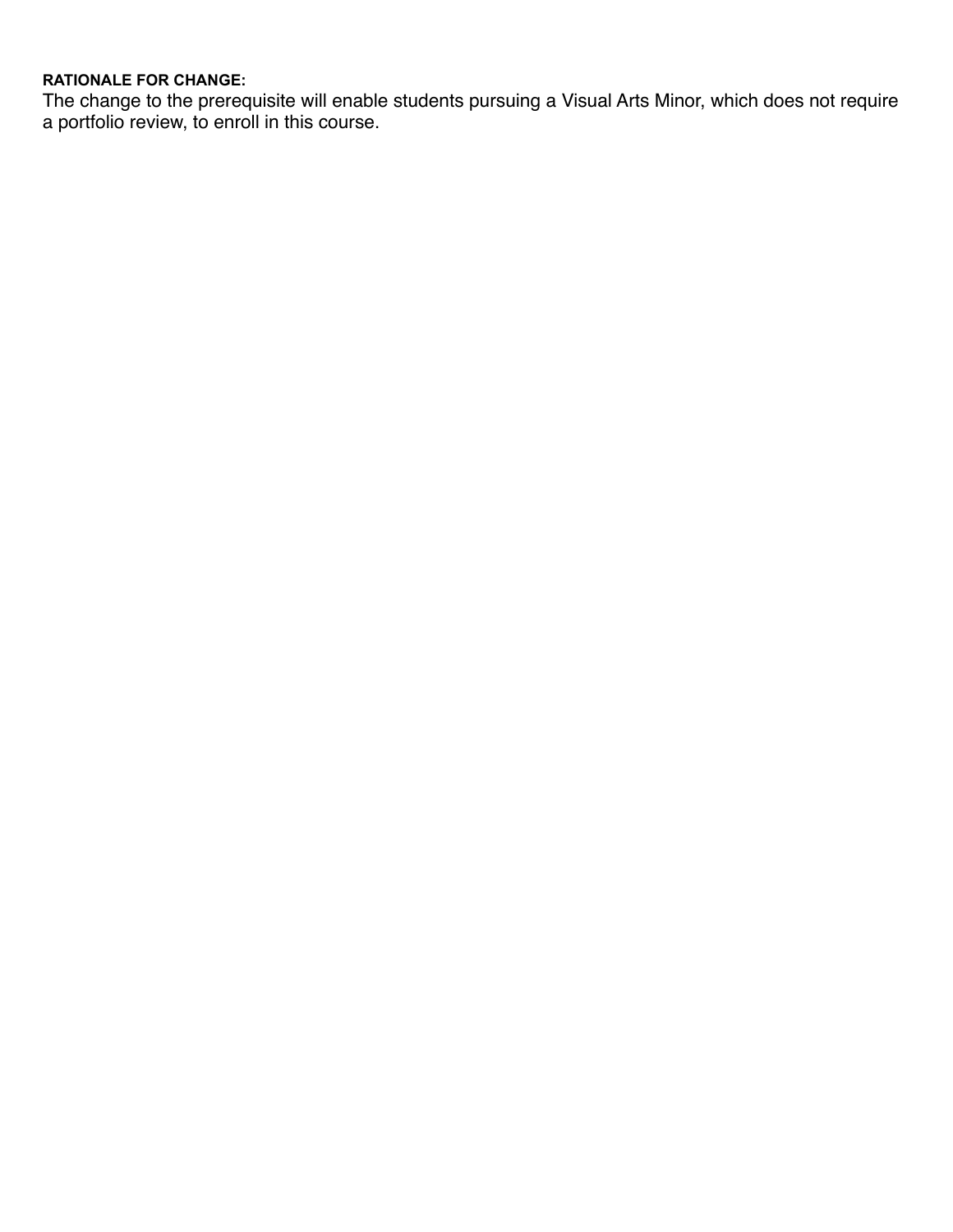**RATIONALE FOR CHANGE:**

The change to the prerequisite will enable students pursuing a Visual Arts Minor, which does not require a portfolio review, to enroll in this course.